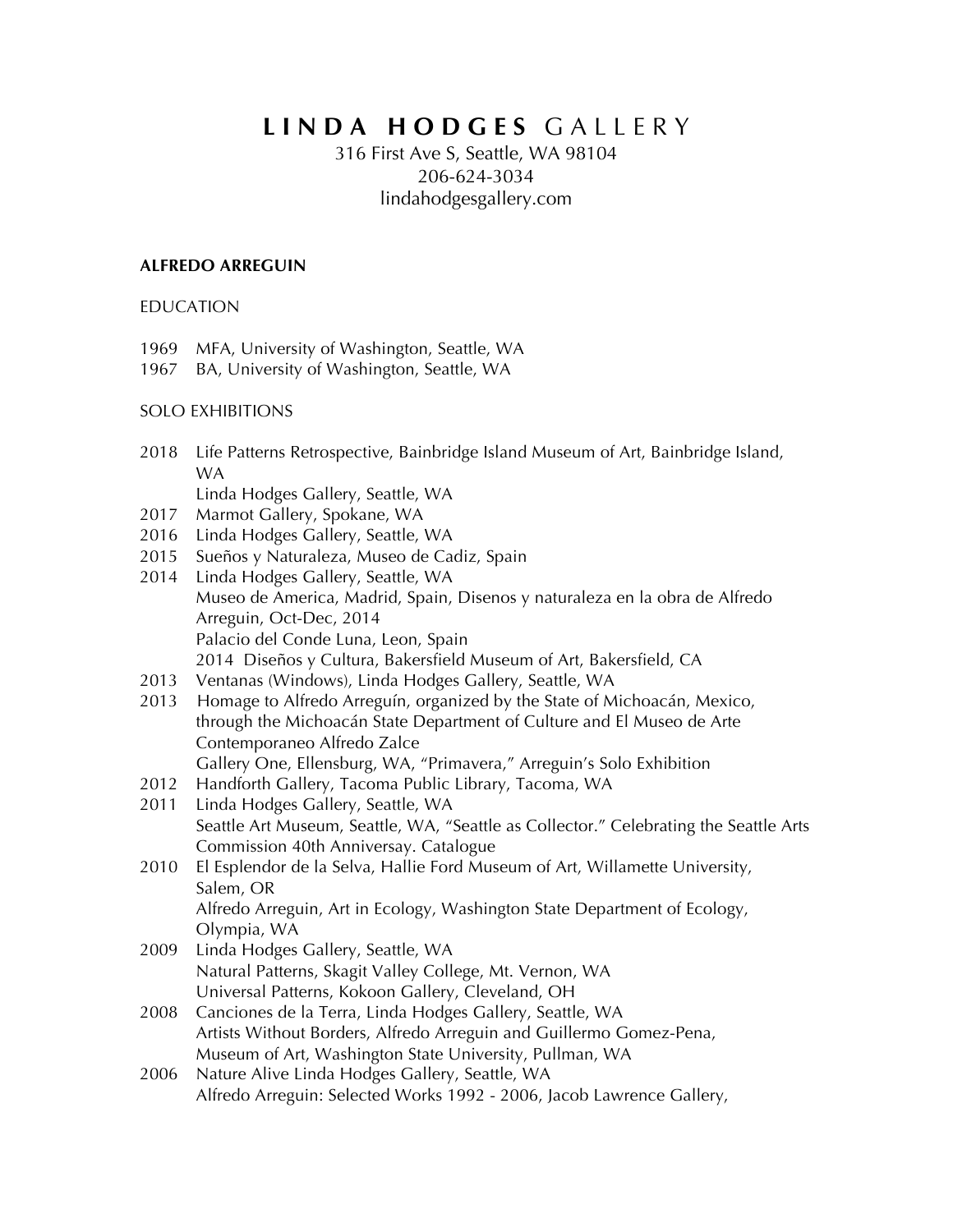# **LINDA HODGES** GALLERY

316 First Ave S, Seattle, WA 98104
206-624-3034
lindahodgesgallery.com

## ALFREDO ARREGUIN

### EDUCATION

1969 MFA, University of Washington, Seattle, WA
1967 BA, University of Washington, Seattle, WA

### SOLO EXHIBITIONS

2018 Life Patterns Retrospective, Bainbridge Island Museum of Art, Bainbridge Island, WA
Linda Hodges Gallery, Seattle, WA
2017 Marmot Gallery, Spokane, WA
2016 Linda Hodges Gallery, Seattle, WA
2015 Sueños y Naturaleza, Museo de Cadiz, Spain
2014 Linda Hodges Gallery, Seattle, WA
Museo de America, Madrid, Spain, Disenos y naturaleza en la obra de Alfredo Arreguin, Oct-Dec, 2014
Palacio del Conde Luna, Leon, Spain
2014 Diseños y Cultura, Bakersfield Museum of Art, Bakersfield, CA
2013 Ventanas (Windows), Linda Hodges Gallery, Seattle, WA
2013 Homage to Alfredo Arreguín, organized by the State of Michoacán, Mexico, through the Michoacán State Department of Culture and El Museo de Arte Contemporaneo Alfredo Zalce
Gallery One, Ellensburg, WA, "Primavera," Arreguin's Solo Exhibition
2012 Handforth Gallery, Tacoma Public Library, Tacoma, WA
2011 Linda Hodges Gallery, Seattle, WA
Seattle Art Museum, Seattle, WA, "Seattle as Collector." Celebrating the Seattle Arts Commission 40th Anniversary. Catalogue
2010 El Esplendor de la Selva, Hallie Ford Museum of Art, Willamette University, Salem, OR
Alfredo Arreguin, Art in Ecology, Washington State Department of Ecology, Olympia, WA
2009 Linda Hodges Gallery, Seattle, WA
Natural Patterns, Skagit Valley College, Mt. Vernon, WA
Universal Patterns, Kokoon Gallery, Cleveland, OH
2008 Canciones de la Terra, Linda Hodges Gallery, Seattle, WA
Artists Without Borders, Alfredo Arreguin and Guillermo Gomez-Pena, Museum of Art, Washington State University, Pullman, WA
2006 Nature Alive Linda Hodges Gallery, Seattle, WA
Alfredo Arreguin: Selected Works 1992 - 2006, Jacob Lawrence Gallery,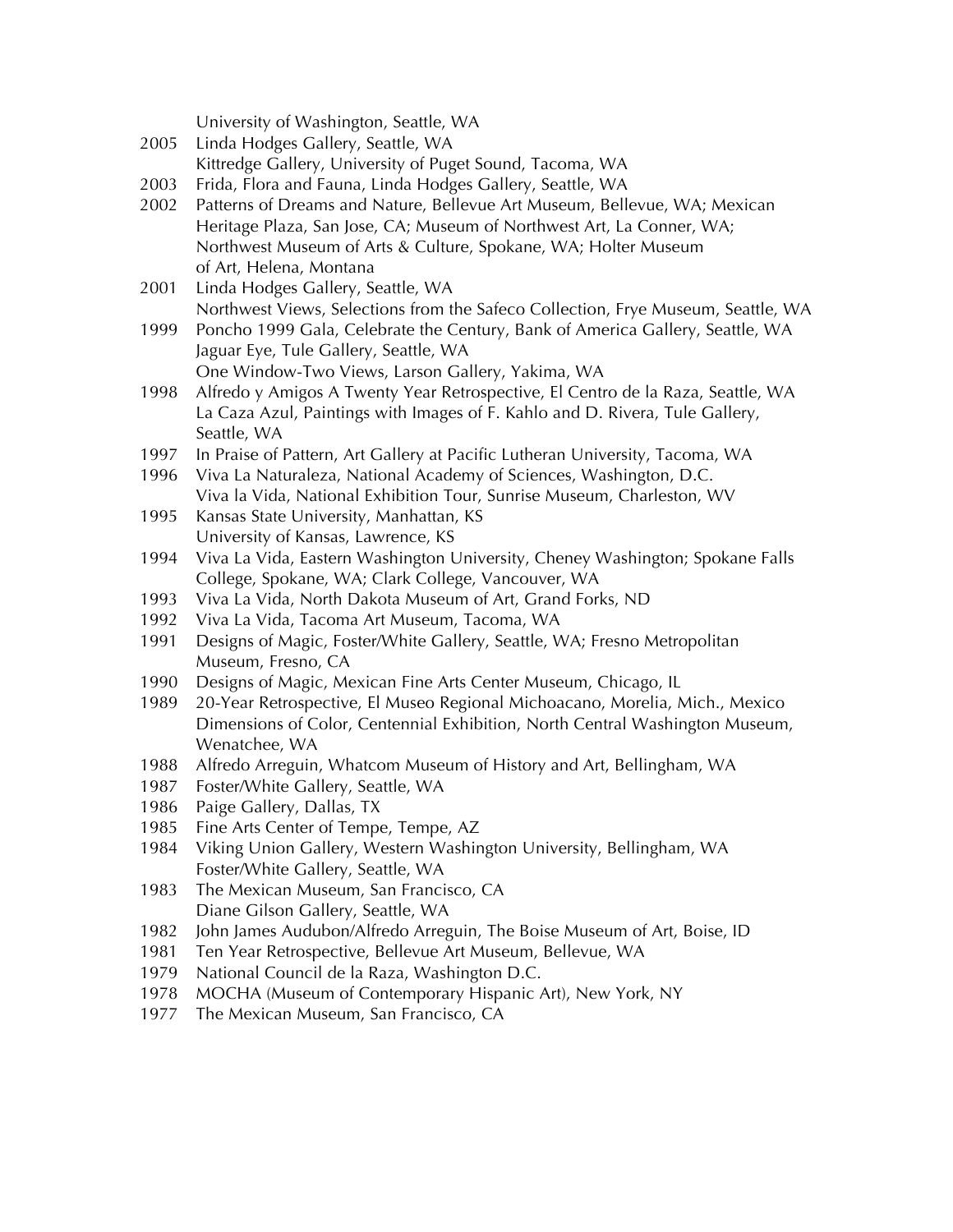University of Washington, Seattle, WA

2005 Linda Hodges Gallery, Seattle, WA
Kittredge Gallery, University of Puget Sound, Tacoma, WA

2003 Frida, Flora and Fauna, Linda Hodges Gallery, Seattle, WA

2002 Patterns of Dreams and Nature, Bellevue Art Museum, Bellevue, WA; Mexican Heritage Plaza, San Jose, CA; Museum of Northwest Art, La Conner, WA; Northwest Museum of Arts & Culture, Spokane, WA; Holter Museum of Art, Helena, Montana

2001 Linda Hodges Gallery, Seattle, WA
Northwest Views, Selections from the Safeco Collection, Frye Museum, Seattle, WA

1999 Poncho 1999 Gala, Celebrate the Century, Bank of America Gallery, Seattle, WA
Jaguar Eye, Tule Gallery, Seattle, WA
One Window-Two Views, Larson Gallery, Yakima, WA

1998 Alfredo y Amigos A Twenty Year Retrospective, El Centro de la Raza, Seattle, WA
La Caza Azul, Paintings with Images of F. Kahlo and D. Rivera, Tule Gallery, Seattle, WA

1997 In Praise of Pattern, Art Gallery at Pacific Lutheran University, Tacoma, WA

1996 Viva La Naturaleza, National Academy of Sciences, Washington, D.C.
Viva la Vida, National Exhibition Tour, Sunrise Museum, Charleston, WV

1995 Kansas State University, Manhattan, KS
University of Kansas, Lawrence, KS

1994 Viva La Vida, Eastern Washington University, Cheney Washington; Spokane Falls College, Spokane, WA; Clark College, Vancouver, WA

1993 Viva La Vida, North Dakota Museum of Art, Grand Forks, ND

1992 Viva La Vida, Tacoma Art Museum, Tacoma, WA

1991 Designs of Magic, Foster/White Gallery, Seattle, WA; Fresno Metropolitan Museum, Fresno, CA

1990 Designs of Magic, Mexican Fine Arts Center Museum, Chicago, IL

1989 20-Year Retrospective, El Museo Regional Michoacano, Morelia, Mich., Mexico
Dimensions of Color, Centennial Exhibition, North Central Washington Museum, Wenatchee, WA

1988 Alfredo Arreguin, Whatcom Museum of History and Art, Bellingham, WA

1987 Foster/White Gallery, Seattle, WA

1986 Paige Gallery, Dallas, TX

1985 Fine Arts Center of Tempe, Tempe, AZ

1984 Viking Union Gallery, Western Washington University, Bellingham, WA
Foster/White Gallery, Seattle, WA

1983 The Mexican Museum, San Francisco, CA
Diane Gilson Gallery, Seattle, WA

1982 John James Audubon/Alfredo Arreguin, The Boise Museum of Art, Boise, ID

1981 Ten Year Retrospective, Bellevue Art Museum, Bellevue, WA

1979 National Council de la Raza, Washington D.C.

1978 MOCHA (Museum of Contemporary Hispanic Art), New York, NY

1977 The Mexican Museum, San Francisco, CA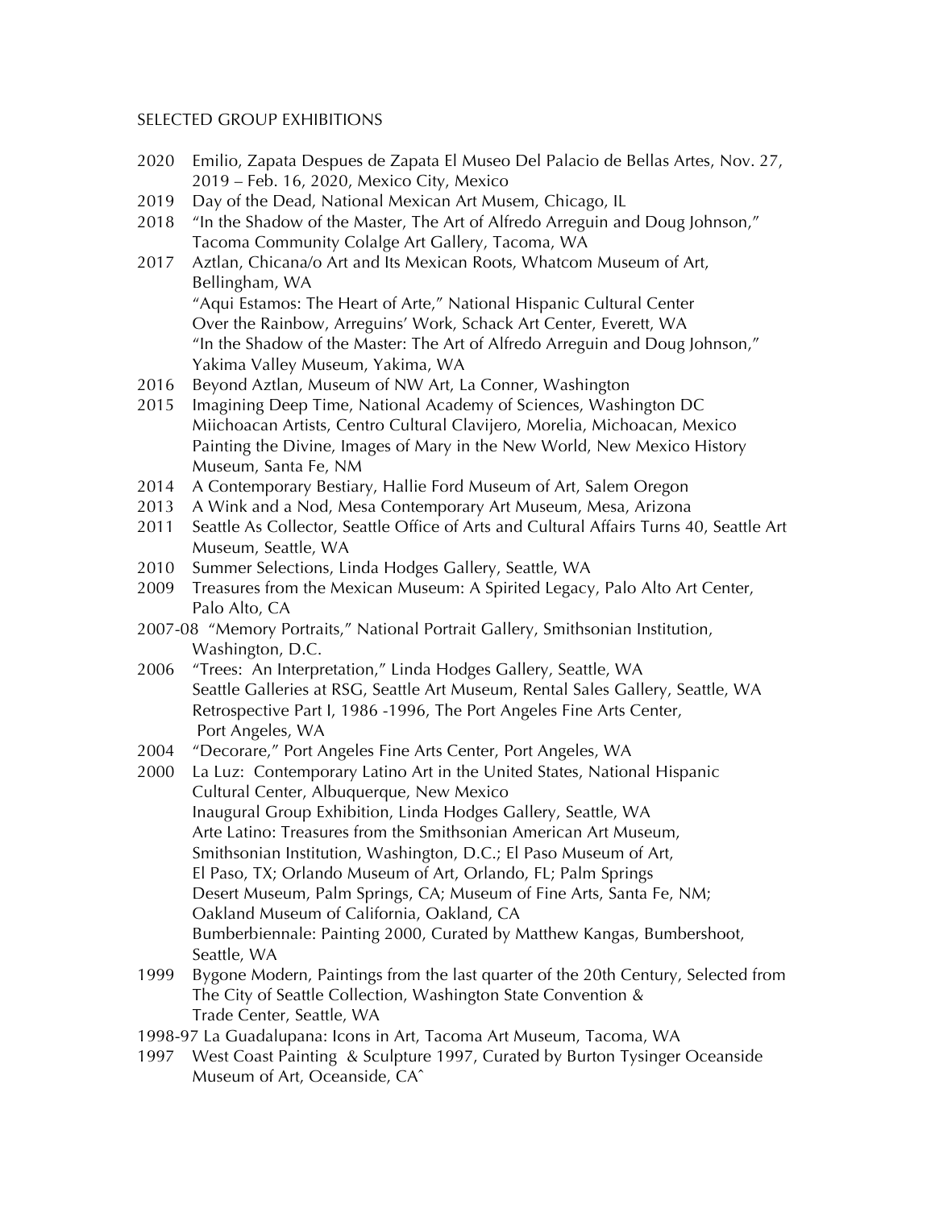## SELECTED GROUP EXHIBITIONS

- 2020 Emilio, Zapata Despues de Zapata El Museo Del Palacio de Bellas Artes, Nov. 27, 2019 – Feb. 16, 2020, Mexico City, Mexico
- 2019 Day of the Dead, National Mexican Art Musem, Chicago, IL
- 2018 "In the Shadow of the Master, The Art of Alfredo Arreguin and Doug Johnson," Tacoma Community Colalge Art Gallery, Tacoma, WA
- 2017 Aztlan, Chicana/o Art and Its Mexican Roots, Whatcom Museum of Art, Bellingham, WA
  "Aqui Estamos: The Heart of Arte," National Hispanic Cultural Center
  Over the Rainbow, Arreguins' Work, Schack Art Center, Everett, WA
  "In the Shadow of the Master: The Art of Alfredo Arreguin and Doug Johnson," Yakima Valley Museum, Yakima, WA
- 2016 Beyond Aztlan, Museum of NW Art, La Conner, Washington
- 2015 Imagining Deep Time, National Academy of Sciences, Washington DC
  Miichoacan Artists, Centro Cultural Clavijero, Morelia, Michoacan, Mexico
  Painting the Divine, Images of Mary in the New World, New Mexico History Museum, Santa Fe, NM
- 2014 A Contemporary Bestiary, Hallie Ford Museum of Art, Salem Oregon
- 2013 A Wink and a Nod, Mesa Contemporary Art Museum, Mesa, Arizona
- 2011 Seattle As Collector, Seattle Office of Arts and Cultural Affairs Turns 40, Seattle Art Museum, Seattle, WA
- 2010 Summer Selections, Linda Hodges Gallery, Seattle, WA
- 2009 Treasures from the Mexican Museum: A Spirited Legacy, Palo Alto Art Center, Palo Alto, CA
- 2007-08 "Memory Portraits," National Portrait Gallery, Smithsonian Institution, Washington, D.C.
- 2006 "Trees: An Interpretation," Linda Hodges Gallery, Seattle, WA
  Seattle Galleries at RSG, Seattle Art Museum, Rental Sales Gallery, Seattle, WA
  Retrospective Part I, 1986 -1996, The Port Angeles Fine Arts Center, Port Angeles, WA
- 2004 "Decorare," Port Angeles Fine Arts Center, Port Angeles, WA
- 2000 La Luz: Contemporary Latino Art in the United States, National Hispanic Cultural Center, Albuquerque, New Mexico
  Inaugural Group Exhibition, Linda Hodges Gallery, Seattle, WA
  Arte Latino: Treasures from the Smithsonian American Art Museum, Smithsonian Institution, Washington, D.C.; El Paso Museum of Art, El Paso, TX; Orlando Museum of Art, Orlando, FL; Palm Springs Desert Museum, Palm Springs, CA; Museum of Fine Arts, Santa Fe, NM; Oakland Museum of California, Oakland, CA
  Bumberbiennale: Painting 2000, Curated by Matthew Kangas, Bumbershoot, Seattle, WA
- 1999 Bygone Modern, Paintings from the last quarter of the 20th Century, Selected from The City of Seattle Collection, Washington State Convention & Trade Center, Seattle, WA
- 1998-97 La Guadalupana: Icons in Art, Tacoma Art Museum, Tacoma, WA
- 1997 West Coast Painting & Sculpture 1997, Curated by Burton Tysinger Oceanside Museum of Art, Oceanside, CAˆ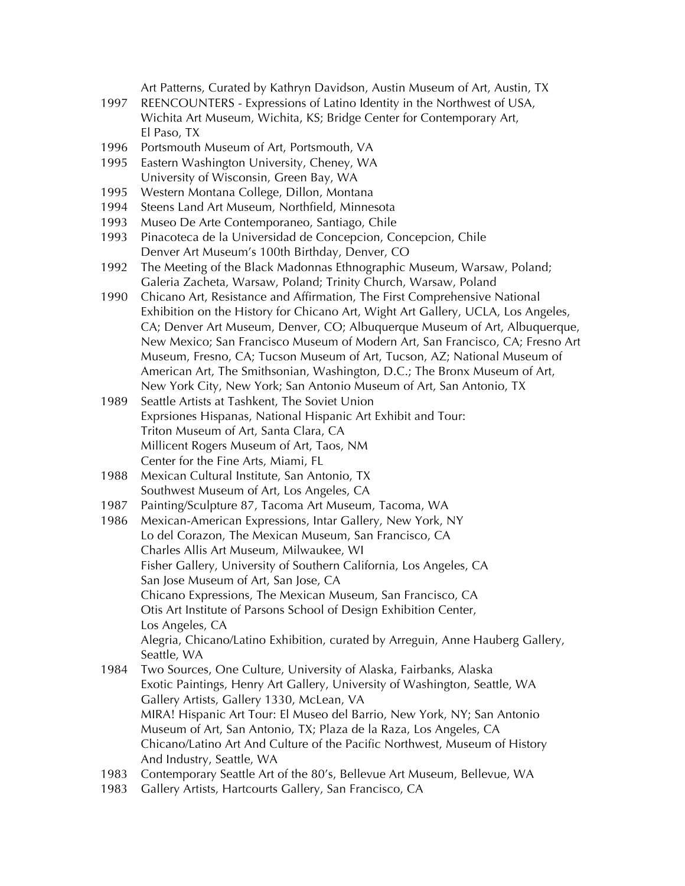Art Patterns, Curated by Kathryn Davidson, Austin Museum of Art, Austin, TX

1997 REENCOUNTERS - Expressions of Latino Identity in the Northwest of USA, Wichita Art Museum, Wichita, KS; Bridge Center for Contemporary Art, El Paso, TX

1996 Portsmouth Museum of Art, Portsmouth, VA

1995 Eastern Washington University, Cheney, WA
University of Wisconsin, Green Bay, WA

1995 Western Montana College, Dillon, Montana

1994 Steens Land Art Museum, Northfield, Minnesota

1993 Museo De Arte Contemporaneo, Santiago, Chile

1993 Pinacoteca de la Universidad de Concepcion, Concepcion, Chile
Denver Art Museum's 100th Birthday, Denver, CO

1992 The Meeting of the Black Madonnas Ethnographic Museum, Warsaw, Poland; Galeria Zacheta, Warsaw, Poland; Trinity Church, Warsaw, Poland

1990 Chicano Art, Resistance and Affirmation, The First Comprehensive National Exhibition on the History for Chicano Art, Wight Art Gallery, UCLA, Los Angeles, CA; Denver Art Museum, Denver, CO; Albuquerque Museum of Art, Albuquerque, New Mexico; San Francisco Museum of Modern Art, San Francisco, CA; Fresno Art Museum, Fresno, CA; Tucson Museum of Art, Tucson, AZ; National Museum of American Art, The Smithsonian, Washington, D.C.; The Bronx Museum of Art, New York City, New York; San Antonio Museum of Art, San Antonio, TX

1989 Seattle Artists at Tashkent, The Soviet Union
Exprsiones Hispanas, National Hispanic Art Exhibit and Tour:
Triton Museum of Art, Santa Clara, CA
Millicent Rogers Museum of Art, Taos, NM
Center for the Fine Arts, Miami, FL

1988 Mexican Cultural Institute, San Antonio, TX
Southwest Museum of Art, Los Angeles, CA

1987 Painting/Sculpture 87, Tacoma Art Museum, Tacoma, WA

1986 Mexican-American Expressions, Intar Gallery, New York, NY
Lo del Corazon, The Mexican Museum, San Francisco, CA
Charles Allis Art Museum, Milwaukee, WI
Fisher Gallery, University of Southern California, Los Angeles, CA
San Jose Museum of Art, San Jose, CA
Chicano Expressions, The Mexican Museum, San Francisco, CA
Otis Art Institute of Parsons School of Design Exhibition Center, Los Angeles, CA
Alegria, Chicano/Latino Exhibition, curated by Arreguin, Anne Hauberg Gallery, Seattle, WA

1984 Two Sources, One Culture, University of Alaska, Fairbanks, Alaska
Exotic Paintings, Henry Art Gallery, University of Washington, Seattle, WA
Gallery Artists, Gallery 1330, McLean, VA
MIRA! Hispanic Art Tour: El Museo del Barrio, New York, NY; San Antonio Museum of Art, San Antonio, TX; Plaza de la Raza, Los Angeles, CA
Chicano/Latino Art And Culture of the Pacific Northwest, Museum of History And Industry, Seattle, WA

1983 Contemporary Seattle Art of the 80's, Bellevue Art Museum, Bellevue, WA

1983 Gallery Artists, Hartcourts Gallery, San Francisco, CA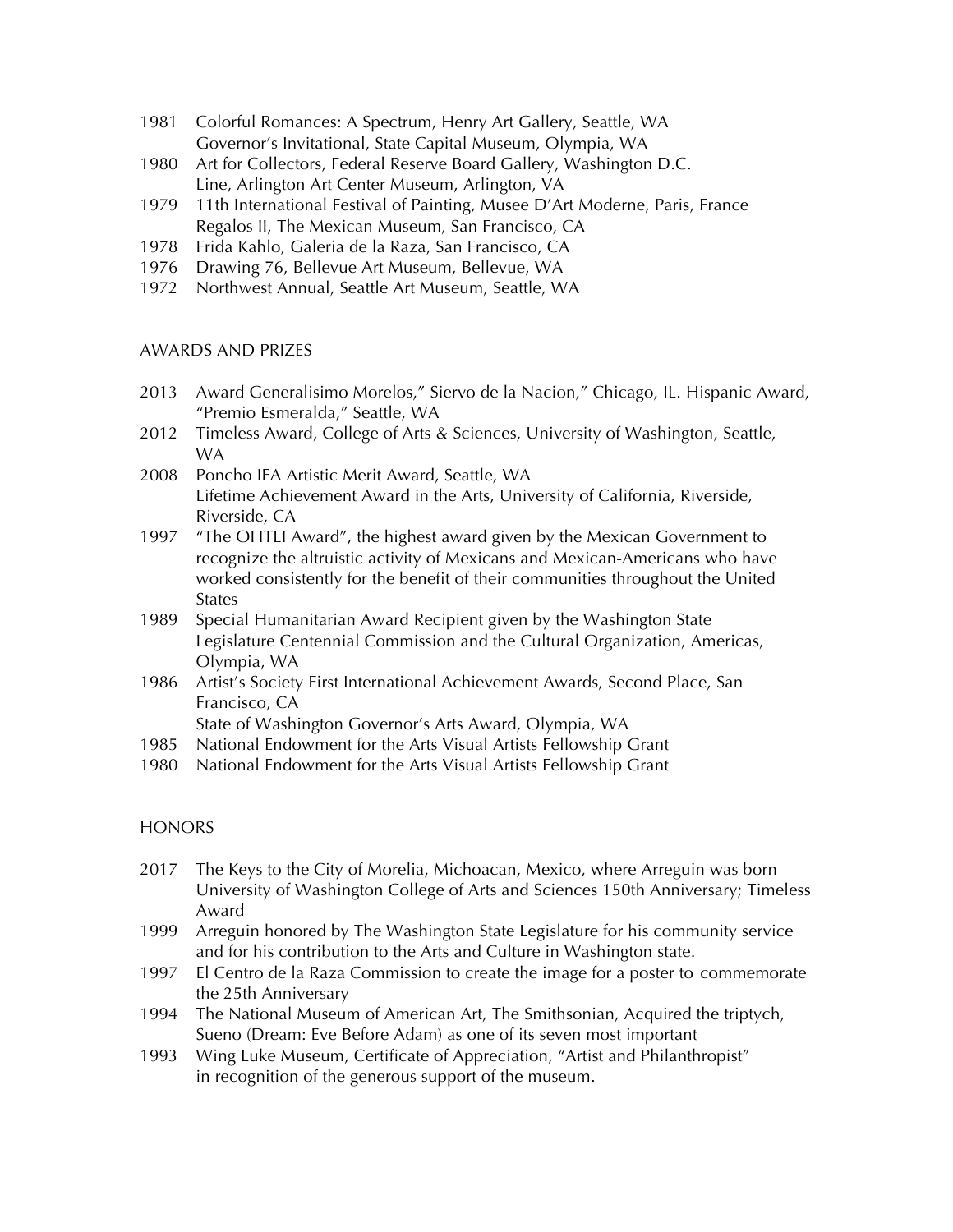1981 Colorful Romances: A Spectrum, Henry Art Gallery, Seattle, WA
Governor's Invitational, State Capital Museum, Olympia, WA
1980 Art for Collectors, Federal Reserve Board Gallery, Washington D.C.
Line, Arlington Art Center Museum, Arlington, VA
1979 11th International Festival of Painting, Musee D'Art Moderne, Paris, France
Regalos II, The Mexican Museum, San Francisco, CA
1978 Frida Kahlo, Galeria de la Raza, San Francisco, CA
1976 Drawing 76, Bellevue Art Museum, Bellevue, WA
1972 Northwest Annual, Seattle Art Museum, Seattle, WA

## AWARDS AND PRIZES

2013 Award Generalisimo Morelos," Siervo de la Nacion," Chicago, IL. Hispanic Award, "Premio Esmeralda," Seattle, WA
2012 Timeless Award, College of Arts & Sciences, University of Washington, Seattle, WA
2008 Poncho IFA Artistic Merit Award, Seattle, WA
Lifetime Achievement Award in the Arts, University of California, Riverside, Riverside, CA
1997 "The OHTLI Award", the highest award given by the Mexican Government to recognize the altruistic activity of Mexicans and Mexican-Americans who have worked consistently for the benefit of their communities throughout the United States
1989 Special Humanitarian Award Recipient given by the Washington State Legislature Centennial Commission and the Cultural Organization, Americas, Olympia, WA
1986 Artist's Society First International Achievement Awards, Second Place, San Francisco, CA
State of Washington Governor's Arts Award, Olympia, WA
1985 National Endowment for the Arts Visual Artists Fellowship Grant
1980 National Endowment for the Arts Visual Artists Fellowship Grant

## HONORS

2017 The Keys to the City of Morelia, Michoacan, Mexico, where Arreguin was born
University of Washington College of Arts and Sciences 150th Anniversary; Timeless Award
1999 Arreguin honored by The Washington State Legislature for his community service and for his contribution to the Arts and Culture in Washington state.
1997 El Centro de la Raza Commission to create the image for a poster to commemorate the 25th Anniversary
1994 The National Museum of American Art, The Smithsonian, Acquired the triptych, Sueno (Dream: Eve Before Adam) as one of its seven most important
1993 Wing Luke Museum, Certificate of Appreciation, "Artist and Philanthropist" in recognition of the generous support of the museum.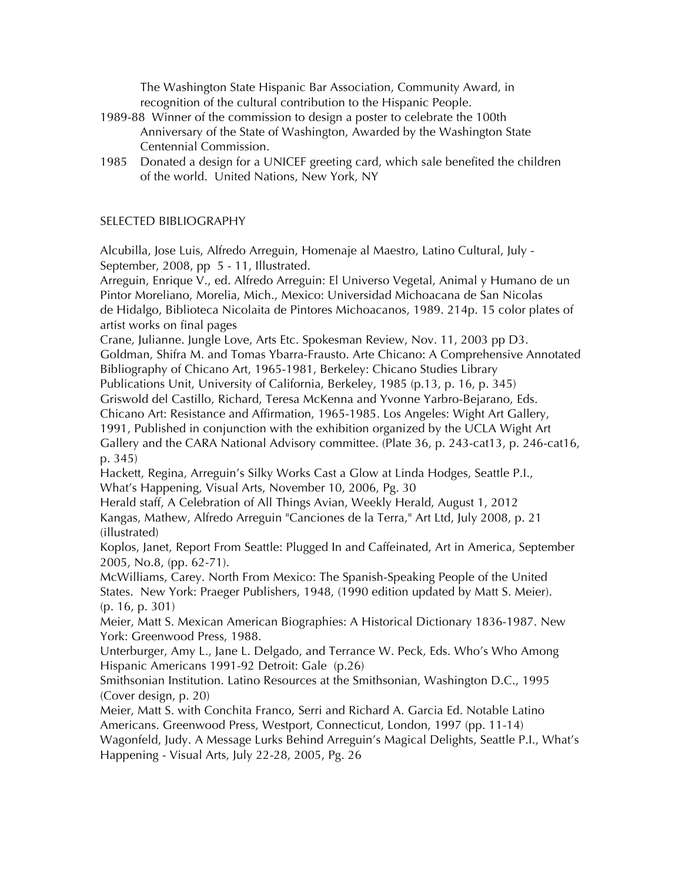The Washington State Hispanic Bar Association, Community Award, in recognition of the cultural contribution to the Hispanic People.

1989-88 Winner of the commission to design a poster to celebrate the 100th Anniversary of the State of Washington, Awarded by the Washington State Centennial Commission.

1985 Donated a design for a UNICEF greeting card, which sale benefited the children of the world. United Nations, New York, NY

## SELECTED BIBLIOGRAPHY

Alcubilla, Jose Luis, Alfredo Arreguin, Homenaje al Maestro, Latino Cultural, July - September, 2008, pp 5 - 11, Illustrated.

Arreguin, Enrique V., ed. Alfredo Arreguin: El Universo Vegetal, Animal y Humano de un Pintor Moreliano, Morelia, Mich., Mexico: Universidad Michoacana de San Nicolas de Hidalgo, Biblioteca Nicolaita de Pintores Michoacanos, 1989. 214p. 15 color plates of artist works on final pages

Crane, Julianne. Jungle Love, Arts Etc. Spokesman Review, Nov. 11, 2003 pp D3.

Goldman, Shifra M. and Tomas Ybarra-Frausto. Arte Chicano: A Comprehensive Annotated Bibliography of Chicano Art, 1965-1981, Berkeley: Chicano Studies Library Publications Unit, University of California, Berkeley, 1985 (p.13, p. 16, p. 345)

Griswold del Castillo, Richard, Teresa McKenna and Yvonne Yarbro-Bejarano, Eds. Chicano Art: Resistance and Affirmation, 1965-1985. Los Angeles: Wight Art Gallery, 1991, Published in conjunction with the exhibition organized by the UCLA Wight Art Gallery and the CARA National Advisory committee. (Plate 36, p. 243-cat13, p. 246-cat16, p. 345)

Hackett, Regina, Arreguin's Silky Works Cast a Glow at Linda Hodges, Seattle P.I., What's Happening, Visual Arts, November 10, 2006, Pg. 30

Herald staff, A Celebration of All Things Avian, Weekly Herald, August 1, 2012

Kangas, Mathew, Alfredo Arreguin "Canciones de la Terra," Art Ltd, July 2008, p. 21 (illustrated)

Koplos, Janet, Report From Seattle: Plugged In and Caffeinated, Art in America, September 2005, No.8, (pp. 62-71).

McWilliams, Carey. North From Mexico: The Spanish-Speaking People of the United States. New York: Praeger Publishers, 1948, (1990 edition updated by Matt S. Meier). (p. 16, p. 301)

Meier, Matt S. Mexican American Biographies: A Historical Dictionary 1836-1987. New York: Greenwood Press, 1988.

Unterburger, Amy L., Jane L. Delgado, and Terrance W. Peck, Eds. Who's Who Among Hispanic Americans 1991-92 Detroit: Gale (p.26)

Smithsonian Institution. Latino Resources at the Smithsonian, Washington D.C., 1995 (Cover design, p. 20)

Meier, Matt S. with Conchita Franco, Serri and Richard A. Garcia Ed. Notable Latino Americans. Greenwood Press, Westport, Connecticut, London, 1997 (pp. 11-14)

Wagonfeld, Judy. A Message Lurks Behind Arreguin's Magical Delights, Seattle P.I., What's Happening - Visual Arts, July 22-28, 2005, Pg. 26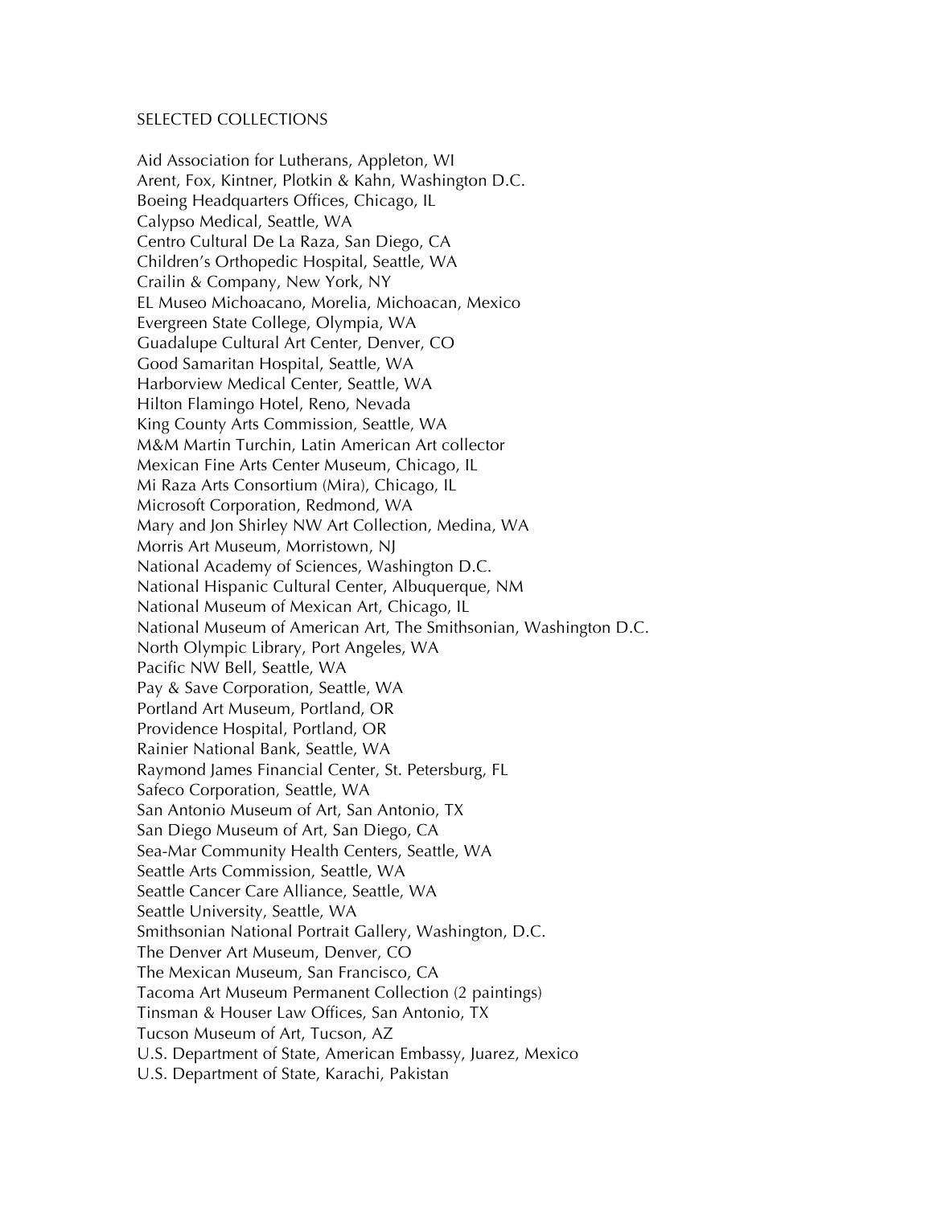## SELECTED COLLECTIONS

Aid Association for Lutherans, Appleton, WI
Arent, Fox, Kintner, Plotkin & Kahn, Washington D.C.
Boeing Headquarters Offices, Chicago, IL
Calypso Medical, Seattle, WA
Centro Cultural De La Raza, San Diego, CA
Children's Orthopedic Hospital, Seattle, WA
Crailin & Company, New York, NY
EL Museo Michoacano, Morelia, Michoacan, Mexico
Evergreen State College, Olympia, WA
Guadalupe Cultural Art Center, Denver, CO
Good Samaritan Hospital, Seattle, WA
Harborview Medical Center, Seattle, WA
Hilton Flamingo Hotel, Reno, Nevada
King County Arts Commission, Seattle, WA
M&M Martin Turchin, Latin American Art collector
Mexican Fine Arts Center Museum, Chicago, IL
Mi Raza Arts Consortium (Mira), Chicago, IL
Microsoft Corporation, Redmond, WA
Mary and Jon Shirley NW Art Collection, Medina, WA
Morris Art Museum, Morristown, NJ
National Academy of Sciences, Washington D.C.
National Hispanic Cultural Center, Albuquerque, NM
National Museum of Mexican Art, Chicago, IL
National Museum of American Art, The Smithsonian, Washington D.C.
North Olympic Library, Port Angeles, WA
Pacific NW Bell, Seattle, WA
Pay & Save Corporation, Seattle, WA
Portland Art Museum, Portland, OR
Providence Hospital, Portland, OR
Rainier National Bank, Seattle, WA
Raymond James Financial Center, St. Petersburg, FL
Safeco Corporation, Seattle, WA
San Antonio Museum of Art, San Antonio, TX
San Diego Museum of Art, San Diego, CA
Sea-Mar Community Health Centers, Seattle, WA
Seattle Arts Commission, Seattle, WA
Seattle Cancer Care Alliance, Seattle, WA
Seattle University, Seattle, WA
Smithsonian National Portrait Gallery, Washington, D.C.
The Denver Art Museum, Denver, CO
The Mexican Museum, San Francisco, CA
Tacoma Art Museum Permanent Collection (2 paintings)
Tinsman & Houser Law Offices, San Antonio, TX
Tucson Museum of Art, Tucson, AZ
U.S. Department of State, American Embassy, Juarez, Mexico
U.S. Department of State, Karachi, Pakistan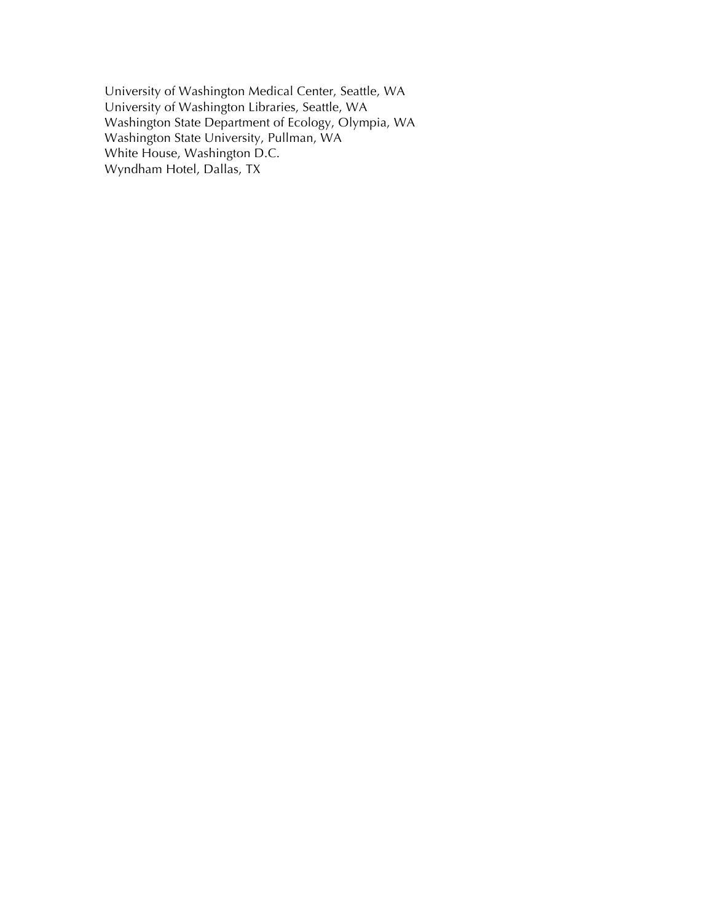University of Washington Medical Center, Seattle, WA
University of Washington Libraries, Seattle, WA
Washington State Department of Ecology, Olympia, WA
Washington State University, Pullman, WA
White House, Washington D.C.
Wyndham Hotel, Dallas, TX